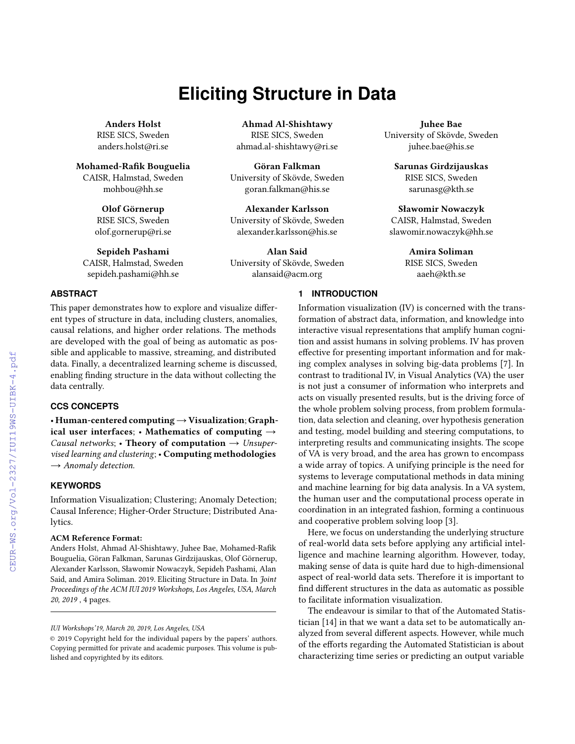# Eliciting Structure in Data

**Anders Holst**
RISE SICS, Sweden
anders.holst@ri.se

**Ahmad Al-Shishtawy**
RISE SICS, Sweden
ahmad.al-shishtawy@ri.se

**Juhee Bae**
University of Skövde, Sweden
juhee.bae@his.se

**Mohamed-Rafik Bouguelia**
CAISR, Halmstad, Sweden
mohbou@hh.se

**Göran Falkman**
University of Skövde, Sweden
goran.falkman@his.se

**Sarunas Girdzijauskas**
RISE SICS, Sweden
sarunasg@kth.se

**Olof Görnerup**
RISE SICS, Sweden
olof.gornerup@ri.se

**Alexander Karlsson**
University of Skövde, Sweden
alexander.karlsson@his.se

**Sławomir Nowaczyk**
CAISR, Halmstad, Sweden
slawomir.nowaczyk@hh.se

**Sepideh Pashami**
CAISR, Halmstad, Sweden
sepideh.pashami@hh.se

**Alan Said**
University of Skövde, Sweden
alansaid@acm.org

**Amira Soliman**
RISE SICS, Sweden
aaeh@kth.se

## ABSTRACT

This paper demonstrates how to explore and visualize different types of structure in data, including clusters, anomalies, causal relations, and higher order relations. The methods are developed with the goal of being as automatic as possible and applicable to massive, streaming, and distributed data. Finally, a decentralized learning scheme is discussed, enabling finding structure in the data without collecting the data centrally.

## CCS CONCEPTS

• **Human-centered computing** → **Visualization**; **Graphical user interfaces**; • **Mathematics of computing** → *Causal networks*; • **Theory of computation** → *Unsupervised learning and clustering*; • **Computing methodologies** → *Anomaly detection.*

## KEYWORDS

Information Visualization; Clustering; Anomaly Detection; Causal Inference; Higher-Order Structure; Distributed Analytics.

**ACM Reference Format:**
Anders Holst, Ahmad Al-Shishtawy, Juhee Bae, Mohamed-Rafik Bouguelia, Göran Falkman, Sarunas Girdzijauskas, Olof Görnerup, Alexander Karlsson, Sławomir Nowaczyk, Sepideh Pashami, Alan Said, and Amira Soliman. 2019. Eliciting Structure in Data. In *Joint Proceedings of the ACM IUI 2019 Workshops, Los Angeles, USA, March 20, 2019* , 4 pages.

*IUI Workshops'19, March 20, 2019, Los Angeles, USA*
© 2019 Copyright held for the individual papers by the papers' authors. Copying permitted for private and academic purposes. This volume is published and copyrighted by its editors.

## 1 INTRODUCTION

Information visualization (IV) is concerned with the transformation of abstract data, information, and knowledge into interactive visual representations that amplify human cognition and assist humans in solving problems. IV has proven effective for presenting important information and for making complex analyses in solving big-data problems [7]. In contrast to traditional IV, in Visual Analytics (VA) the user is not just a consumer of information who interprets and acts on visually presented results, but is the driving force of the whole problem solving process, from problem formulation, data selection and cleaning, over hypothesis generation and testing, model building and steering computations, to interpreting results and communicating insights. The scope of VA is very broad, and the area has grown to encompass a wide array of topics. A unifying principle is the need for systems to leverage computational methods in data mining and machine learning for big data analysis. In a VA system, the human user and the computational process operate in coordination in an integrated fashion, forming a continuous and cooperative problem solving loop [3].

Here, we focus on understanding the underlying structure of real-world data sets before applying any artificial intelligence and machine learning algorithm. However, today, making sense of data is quite hard due to high-dimensional aspect of real-world data sets. Therefore it is important to find different structures in the data as automatic as possible to facilitate information visualization.

The endeavour is similar to that of the Automated Statistician [14] in that we want a data set to be automatically analyzed from several different aspects. However, while much of the efforts regarding the Automated Statistician is about characterizing time series or predicting an output variable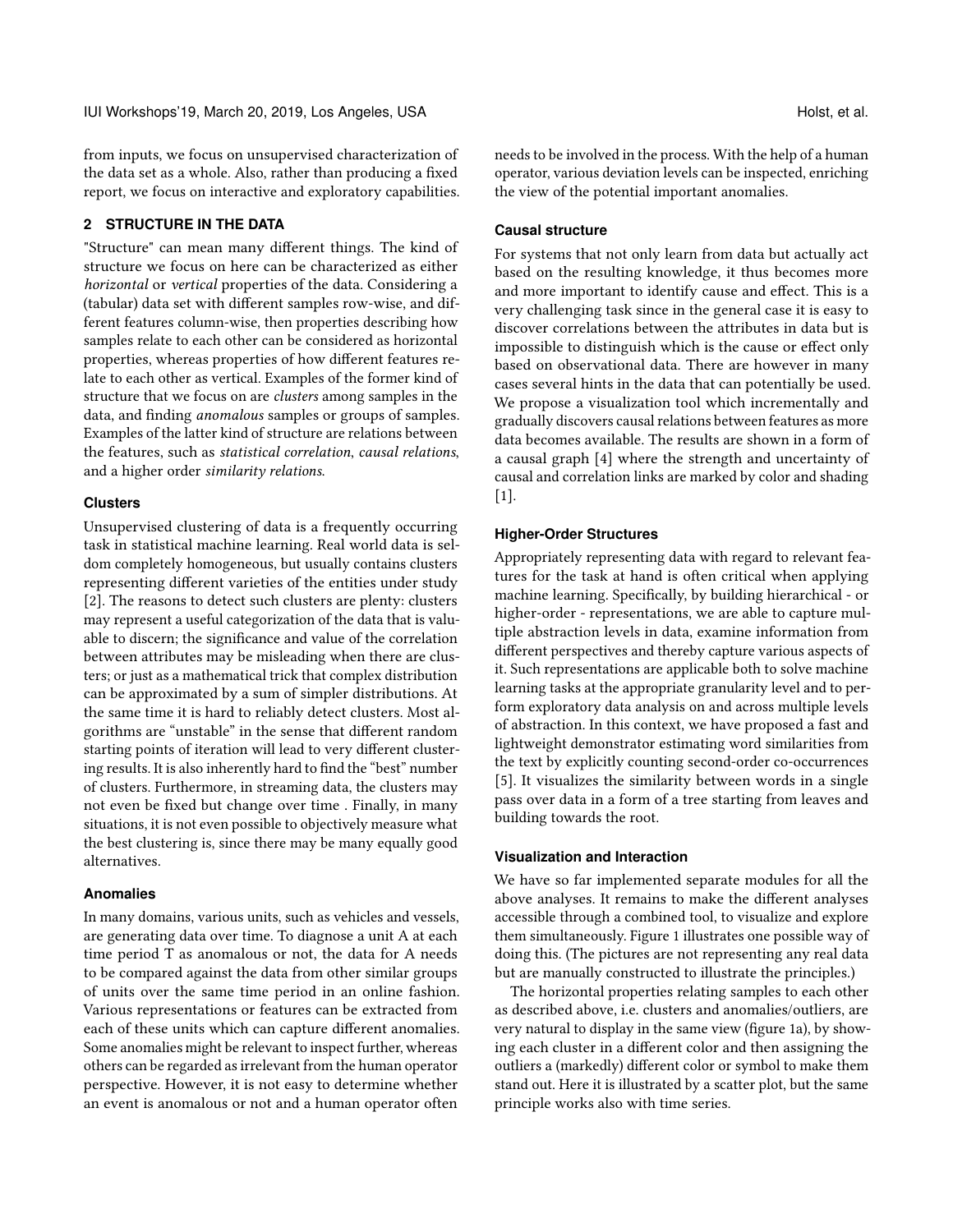from inputs, we focus on unsupervised characterization of the data set as a whole. Also, rather than producing a fixed report, we focus on interactive and exploratory capabilities.

## 2 STRUCTURE IN THE DATA

"Structure" can mean many different things. The kind of structure we focus on here can be characterized as either *horizontal* or *vertical* properties of the data. Considering a (tabular) data set with different samples row-wise, and different features column-wise, then properties describing how samples relate to each other can be considered as horizontal properties, whereas properties of how different features relate to each other as vertical. Examples of the former kind of structure that we focus on are *clusters* among samples in the data, and finding *anomalous* samples or groups of samples. Examples of the latter kind of structure are relations between the features, such as *statistical correlation*, *causal relations*, and a higher order *similarity relations*.

### Clusters

Unsupervised clustering of data is a frequently occurring task in statistical machine learning. Real world data is seldom completely homogeneous, but usually contains clusters representing different varieties of the entities under study [2]. The reasons to detect such clusters are plenty: clusters may represent a useful categorization of the data that is valuable to discern; the significance and value of the correlation between attributes may be misleading when there are clusters; or just as a mathematical trick that complex distribution can be approximated by a sum of simpler distributions. At the same time it is hard to reliably detect clusters. Most algorithms are "unstable" in the sense that different random starting points of iteration will lead to very different clustering results. It is also inherently hard to find the "best" number of clusters. Furthermore, in streaming data, the clusters may not even be fixed but change over time . Finally, in many situations, it is not even possible to objectively measure what the best clustering is, since there may be many equally good alternatives.

### Anomalies

In many domains, various units, such as vehicles and vessels, are generating data over time. To diagnose a unit A at each time period T as anomalous or not, the data for A needs to be compared against the data from other similar groups of units over the same time period in an online fashion. Various representations or features can be extracted from each of these units which can capture different anomalies. Some anomalies might be relevant to inspect further, whereas others can be regarded as irrelevant from the human operator perspective. However, it is not easy to determine whether an event is anomalous or not and a human operator often needs to be involved in the process. With the help of a human operator, various deviation levels can be inspected, enriching the view of the potential important anomalies.

### Causal structure

For systems that not only learn from data but actually act based on the resulting knowledge, it thus becomes more and more important to identify cause and effect. This is a very challenging task since in the general case it is easy to discover correlations between the attributes in data but is impossible to distinguish which is the cause or effect only based on observational data. There are however in many cases several hints in the data that can potentially be used. We propose a visualization tool which incrementally and gradually discovers causal relations between features as more data becomes available. The results are shown in a form of a causal graph [4] where the strength and uncertainty of causal and correlation links are marked by color and shading [1].

### Higher-Order Structures

Appropriately representing data with regard to relevant features for the task at hand is often critical when applying machine learning. Specifically, by building hierarchical - or higher-order - representations, we are able to capture multiple abstraction levels in data, examine information from different perspectives and thereby capture various aspects of it. Such representations are applicable both to solve machine learning tasks at the appropriate granularity level and to perform exploratory data analysis on and across multiple levels of abstraction. In this context, we have proposed a fast and lightweight demonstrator estimating word similarities from the text by explicitly counting second-order co-occurrences [5]. It visualizes the similarity between words in a single pass over data in a form of a tree starting from leaves and building towards the root.

### Visualization and Interaction

We have so far implemented separate modules for all the above analyses. It remains to make the different analyses accessible through a combined tool, to visualize and explore them simultaneously. Figure 1 illustrates one possible way of doing this. (The pictures are not representing any real data but are manually constructed to illustrate the principles.)

The horizontal properties relating samples to each other as described above, i.e. clusters and anomalies/outliers, are very natural to display in the same view (figure 1a), by showing each cluster in a different color and then assigning the outliers a (markedly) different color or symbol to make them stand out. Here it is illustrated by a scatter plot, but the same principle works also with time series.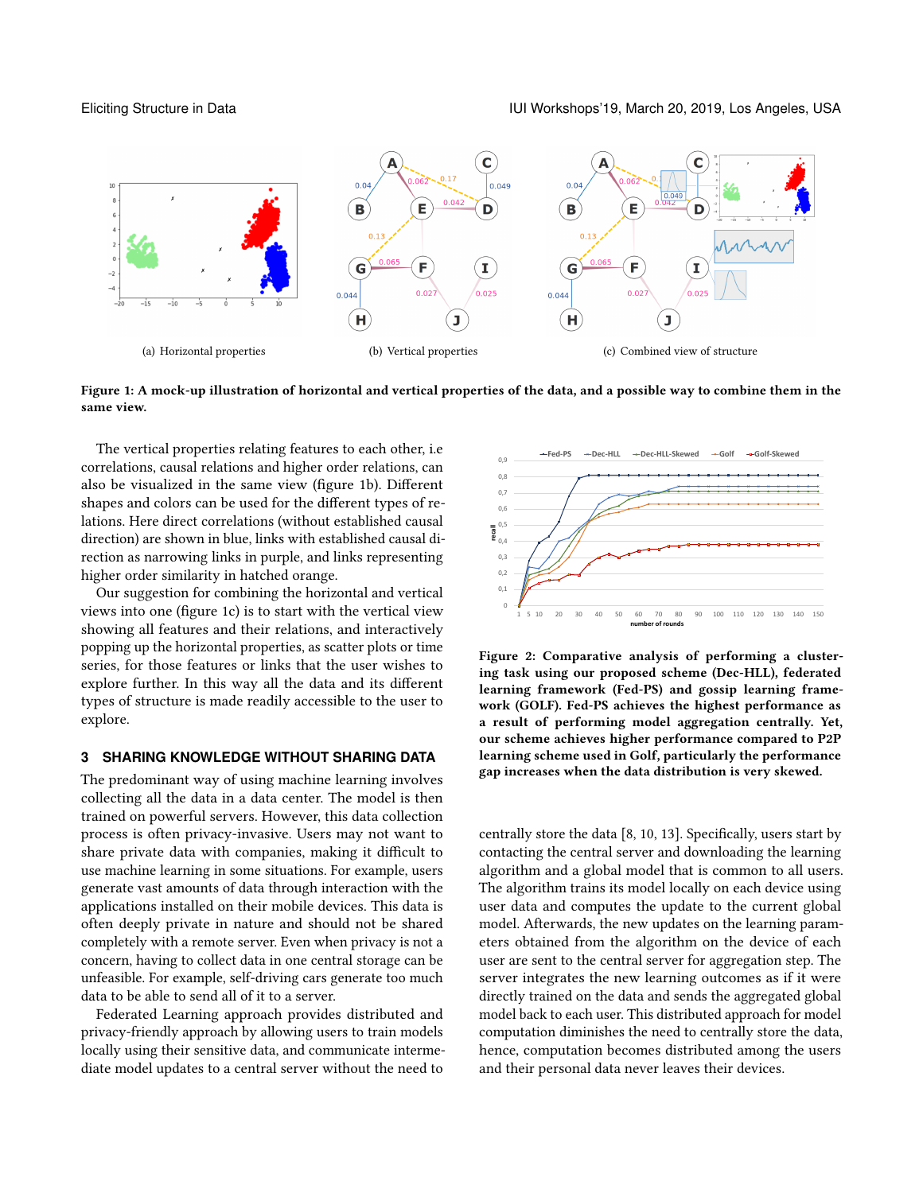(a) Horizontal properties

(b) Vertical properties

(c) Combined view of structure

**Figure 1: A mock-up illustration of horizontal and vertical properties of the data, and a possible way to combine them in the same view.**

The vertical properties relating features to each other, i.e correlations, causal relations and higher order relations, can also be visualized in the same view (figure 1b). Different shapes and colors can be used for the different types of relations. Here direct correlations (without established causal direction) are shown in blue, links with established causal direction as narrowing links in purple, and links representing higher order similarity in hatched orange.

Our suggestion for combining the horizontal and vertical views into one (figure 1c) is to start with the vertical view showing all features and their relations, and interactively popping up the horizontal properties, as scatter plots or time series, for those features or links that the user wishes to explore further. In this way all the data and its different types of structure is made readily accessible to the user to explore.

## 3 SHARING KNOWLEDGE WITHOUT SHARING DATA

The predominant way of using machine learning involves collecting all the data in a data center. The model is then trained on powerful servers. However, this data collection process is often privacy-invasive. Users may not want to share private data with companies, making it difficult to use machine learning in some situations. For example, users generate vast amounts of data through interaction with the applications installed on their mobile devices. This data is often deeply private in nature and should not be shared completely with a remote server. Even when privacy is not a concern, having to collect data in one central storage can be unfeasible. For example, self-driving cars generate too much data to be able to send all of it to a server.

Federated Learning approach provides distributed and privacy-friendly approach by allowing users to train models locally using their sensitive data, and communicate intermediate model updates to a central server without the need to centrally store the data [8, 10, 13]. Specifically, users start by contacting the central server and downloading the learning algorithm and a global model that is common to all users. The algorithm trains its model locally on each device using user data and computes the update to the current global model. Afterwards, the new updates on the learning parameters obtained from the algorithm on the device of each user are sent to the central server for aggregation step. The server integrates the new learning outcomes as if it were directly trained on the data and sends the aggregated global model back to each user. This distributed approach for model computation diminishes the need to centrally store the data, hence, computation becomes distributed among the users and their personal data never leaves their devices.

**Figure 2: Comparative analysis of performing a clustering task using our proposed scheme (Dec-HLL), federated learning framework (Fed-PS) and gossip learning framework (GOLF). Fed-PS achieves the highest performance as a result of performing model aggregation centrally. Yet, our scheme achieves higher performance compared to P2P learning scheme used in Golf, particularly the performance gap increases when the data distribution is very skewed.**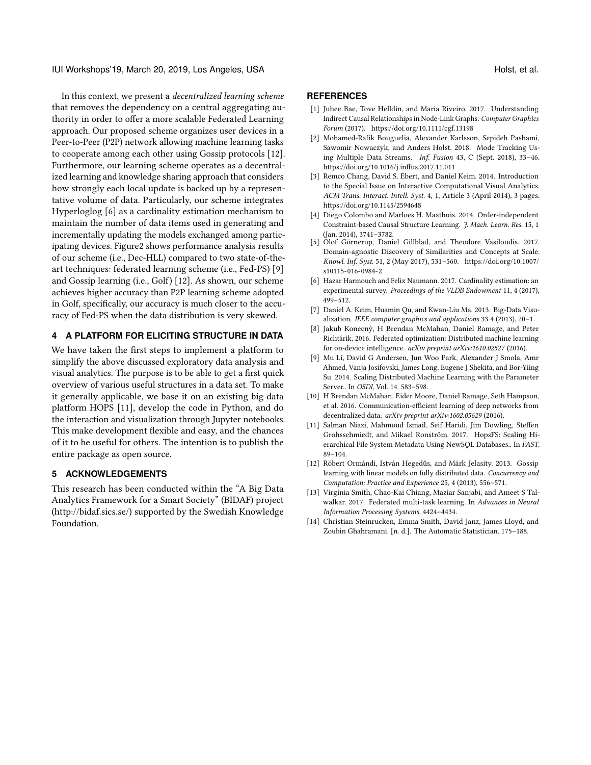In this context, we present a *decentralized learning scheme* that removes the dependency on a central aggregating authority in order to offer a more scalable Federated Learning approach. Our proposed scheme organizes user devices in a Peer-to-Peer (P2P) network allowing machine learning tasks to cooperate among each other using Gossip protocols [12]. Furthermore, our learning scheme operates as a decentralized learning and knowledge sharing approach that considers how strongly each local update is backed up by a representative volume of data. Particularly, our scheme integrates Hyperloglog [6] as a cardinality estimation mechanism to maintain the number of data items used in generating and incrementally updating the models exchanged among participating devices. Figure2 shows performance analysis results of our scheme (i.e., Dec-HLL) compared to two state-of-the-art techniques: federated learning scheme (i.e., Fed-PS) [9] and Gossip learning (i.e., Golf) [12]. As shown, our scheme achieves higher accuracy than P2P learning scheme adopted in Golf, specifically, our accuracy is much closer to the accuracy of Fed-PS when the data distribution is very skewed.

## 4 A PLATFORM FOR ELICITING STRUCTURE IN DATA

We have taken the first steps to implement a platform to simplify the above discussed exploratory data analysis and visual analytics. The purpose is to be able to get a first quick overview of various useful structures in a data set. To make it generally applicable, we base it on an existing big data platform HOPS [11], develop the code in Python, and do the interaction and visualization through Jupyter notebooks. This make development flexible and easy, and the chances of it to be useful for others. The intention is to publish the entire package as open source.

## 5 ACKNOWLEDGEMENTS

This research has been conducted within the "A Big Data Analytics Framework for a Smart Society" (BIDAF) project (http://bidaf.sics.se/) supported by the Swedish Knowledge Foundation.

## REFERENCES

[1] Juhee Bae, Tove Helldin, and Maria Riveiro. 2017. Understanding Indirect Causal Relationships in Node-Link Graphs. *Computer Graphics Forum* (2017). https://doi.org/10.1111/cgf.13198

[2] Mohamed-Rafik Bouguelia, Alexander Karlsson, Sepideh Pashami, Sawomir Nowaczyk, and Anders Holst. 2018. Mode Tracking Using Multiple Data Streams. *Inf. Fusion* 43, C (Sept. 2018), 33–46. https://doi.org/10.1016/j.inffus.2017.11.011

[3] Remco Chang, David S. Ebert, and Daniel Keim. 2014. Introduction to the Special Issue on Interactive Computational Visual Analytics. *ACM Trans. Interact. Intell. Syst.* 4, 1, Article 3 (April 2014), 3 pages. https://doi.org/10.1145/2594648

[4] Diego Colombo and Marloes H. Maathuis. 2014. Order-independent Constraint-based Causal Structure Learning. *J. Mach. Learn. Res.* 15, 1 (Jan. 2014), 3741–3782.

[5] Olof Görnerup, Daniel Gillblad, and Theodore Vasiloudis. 2017. Domain-agnostic Discovery of Similarities and Concepts at Scale. *Knowl. Inf. Syst.* 51, 2 (May 2017), 531–560. https://doi.org/10.1007/s10115-016-0984-2

[6] Hazar Harmouch and Felix Naumann. 2017. Cardinality estimation: an experimental survey. *Proceedings of the VLDB Endowment* 11, 4 (2017), 499–512.

[7] Daniel A. Keim, Huamin Qu, and Kwan-Liu Ma. 2013. Big-Data Visualization. *IEEE computer graphics and applications* 33 4 (2013), 20–1.

[8] Jakub Konecnỳ, H Brendan McMahan, Daniel Ramage, and Peter Richtárik. 2016. Federated optimization: Distributed machine learning for on-device intelligence. *arXiv preprint arXiv:1610.02527* (2016).

[9] Mu Li, David G Andersen, Jun Woo Park, Alexander J Smola, Amr Ahmed, Vanja Josifovski, James Long, Eugene J Shekita, and Bor-Yiing Su. 2014. Scaling Distributed Machine Learning with the Parameter Server.. In *OSDI*, Vol. 14. 583–598.

[10] H Brendan McMahan, Eider Moore, Daniel Ramage, Seth Hampson, et al. 2016. Communication-efficient learning of deep networks from decentralized data. *arXiv preprint arXiv:1602.05629* (2016).

[11] Salman Niazi, Mahmoud Ismail, Seif Haridi, Jim Dowling, Steffen Grohsschmiedt, and Mikael Ronström. 2017. HopsFS: Scaling Hierarchical File System Metadata Using NewSQL Databases.. In *FAST*. 89–104.

[12] Róbert Ormándi, István Hegedűs, and Márk Jelasity. 2013. Gossip learning with linear models on fully distributed data. *Concurrency and Computation: Practice and Experience* 25, 4 (2013), 556–571.

[13] Virginia Smith, Chao-Kai Chiang, Maziar Sanjabi, and Ameet S Talwalkar. 2017. Federated multi-task learning. In *Advances in Neural Information Processing Systems*. 4424–4434.

[14] Christian Steinrucken, Emma Smith, David Janz, James Lloyd, and Zoubin Ghahramani. [n. d.]. The Automatic Statistician. 175–188.